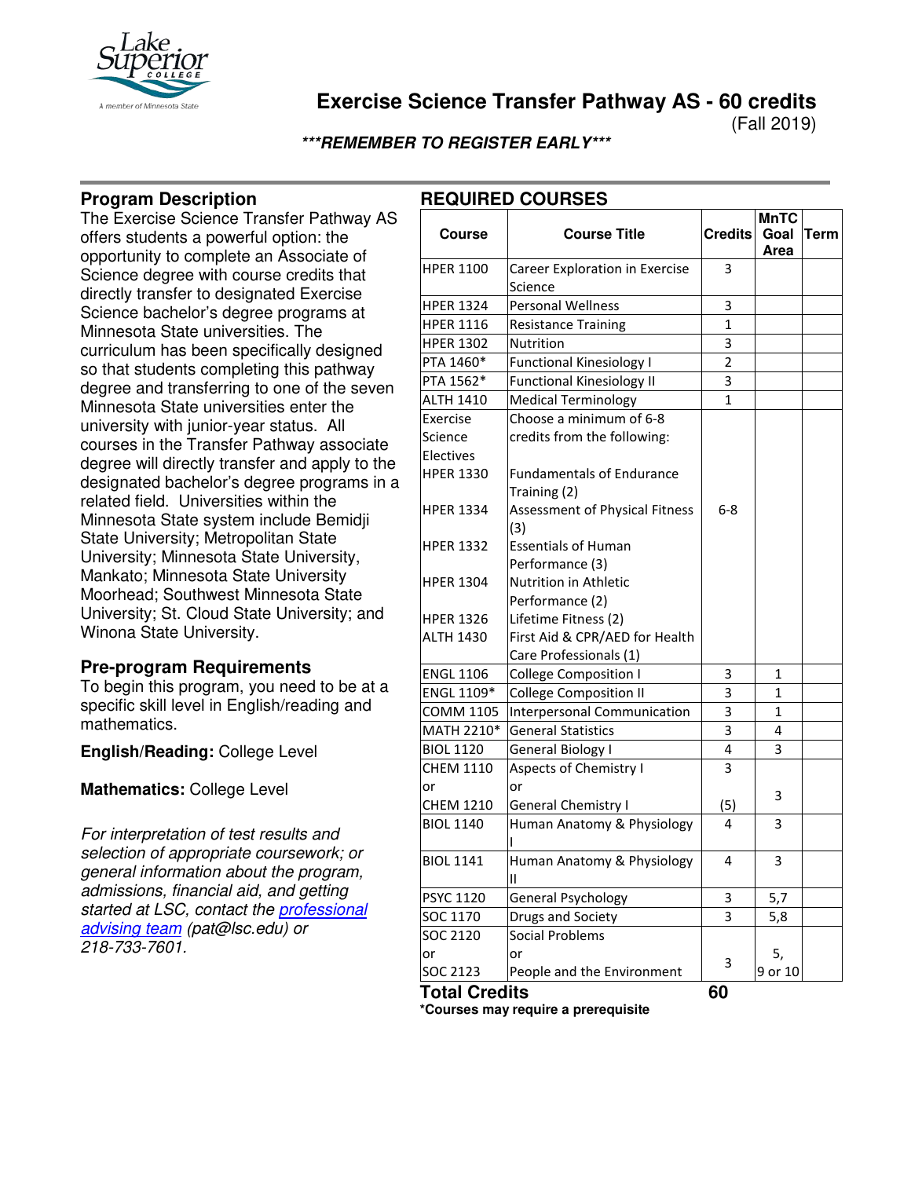# Exercise Science Transfer Pathway AS - 60 credits

(Fall 2019)

***REMEMBER TO REGISTER EARLY***

## Program Description

The Exercise Science Transfer Pathway AS offers students a powerful option: the opportunity to complete an Associate of Science degree with course credits that directly transfer to designated Exercise Science bachelor's degree programs at Minnesota State universities. The curriculum has been specifically designed so that students completing this pathway degree and transferring to one of the seven Minnesota State universities enter the university with junior-year status. All courses in the Transfer Pathway associate degree will directly transfer and apply to the designated bachelor's degree programs in a related field. Universities within the Minnesota State system include Bemidji State University; Metropolitan State University; Minnesota State University, Mankato; Minnesota State University Moorhead; Southwest Minnesota State University; St. Cloud State University; and Winona State University.

## Pre-program Requirements

To begin this program, you need to be at a specific skill level in English/reading and mathematics.

**English/Reading:** College Level

**Mathematics:** College Level

*For interpretation of test results and selection of appropriate coursework; or general information about the program, admissions, financial aid, and getting started at LSC, contact the [professional advising team](#) (pat@lsc.edu) or 218-733-7601.*

## REQUIRED COURSES

| Course | Course Title | Credits | MnTC Goal Area | Term |
|---|---|---|---|---|
| HPER 1100 | Career Exploration in Exercise Science | 3 | | |
| HPER 1324 | Personal Wellness | 3 | | |
| HPER 1116 | Resistance Training | 1 | | |
| HPER 1302 | Nutrition | 3 | | |
| PTA 1460* | Functional Kinesiology I | 2 | | |
| PTA 1562* | Functional Kinesiology II | 3 | | |
| ALTH 1410 | Medical Terminology | 1 | | |
| Exercise Science Electives | Choose a minimum of 6-8 credits from the following: | 6-8 | | |
| HPER 1330 | Fundamentals of Endurance Training (2) | | | |
| HPER 1334 | Assessment of Physical Fitness (3) | | | |
| HPER 1332 | Essentials of Human Performance (3) | | | |
| HPER 1304 | Nutrition in Athletic Performance (2) | | | |
| HPER 1326 | Lifetime Fitness (2) | | | |
| ALTH 1430 | First Aid & CPR/AED for Health Care Professionals (1) | | | |
| ENGL 1106 | College Composition I | 3 | 1 | |
| ENGL 1109* | College Composition II | 3 | 1 | |
| COMM 1105 | Interpersonal Communication | 3 | 1 | |
| MATH 2210* | General Statistics | 3 | 4 | |
| BIOL 1120 | General Biology I | 4 | 3 | |
| CHEM 1110 or CHEM 1210 | Aspects of Chemistry I or General Chemistry I | 3 (5) | 3 | |
| BIOL 1140 | Human Anatomy & Physiology I | 4 | 3 | |
| BIOL 1141 | Human Anatomy & Physiology II | 4 | 3 | |
| PSYC 1120 | General Psychology | 3 | 5,7 | |
| SOC 1170 | Drugs and Society | 3 | 5,8 | |
| SOC 2120 or SOC 2123 | Social Problems or People and the Environment | 3 | 5, 9 or 10 | |
| **Total Credits** | | **60** | | |

***Courses may require a prerequisite**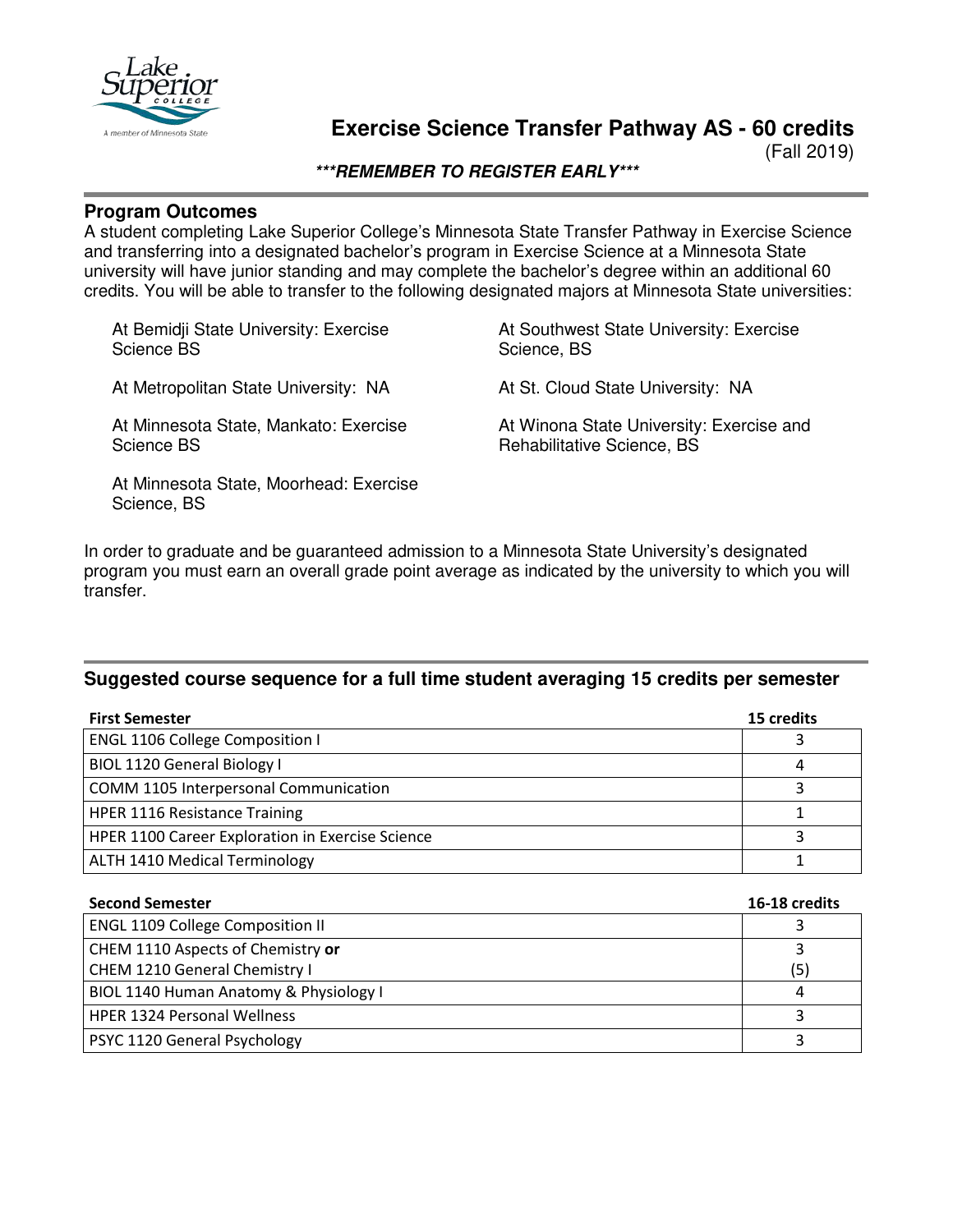# Exercise Science Transfer Pathway AS - 60 credits

(Fall 2019)

***REMEMBER TO REGISTER EARLY***

## Program Outcomes

A student completing Lake Superior College's Minnesota State Transfer Pathway in Exercise Science and transferring into a designated bachelor's program in Exercise Science at a Minnesota State university will have junior standing and may complete the bachelor's degree within an additional 60 credits. You will be able to transfer to the following designated majors at Minnesota State universities:

- At Bemidji State University: Exercise Science BS
- At Metropolitan State University: NA
- At Minnesota State, Mankato: Exercise Science BS
- At Minnesota State, Moorhead: Exercise Science, BS
- At Southwest State University: Exercise Science, BS
- At St. Cloud State University: NA
- At Winona State University: Exercise and Rehabilitative Science, BS

In order to graduate and be guaranteed admission to a Minnesota State University's designated program you must earn an overall grade point average as indicated by the university to which you will transfer.

## Suggested course sequence for a full time student averaging 15 credits per semester

| First Semester | 15 credits |
|---|---|
| ENGL 1106 College Composition I | 3 |
| BIOL 1120 General Biology I | 4 |
| COMM 1105 Interpersonal Communication | 3 |
| HPER 1116 Resistance Training | 1 |
| HPER 1100 Career Exploration in Exercise Science | 3 |
| ALTH 1410 Medical Terminology | 1 |

| Second Semester | 16-18 credits |
|---|---|
| ENGL 1109 College Composition II | 3 |
| CHEM 1110 Aspects of Chemistry **or** CHEM 1210 General Chemistry I | 3 (5) |
| BIOL 1140 Human Anatomy & Physiology I | 4 |
| HPER 1324 Personal Wellness | 3 |
| PSYC 1120 General Psychology | 3 |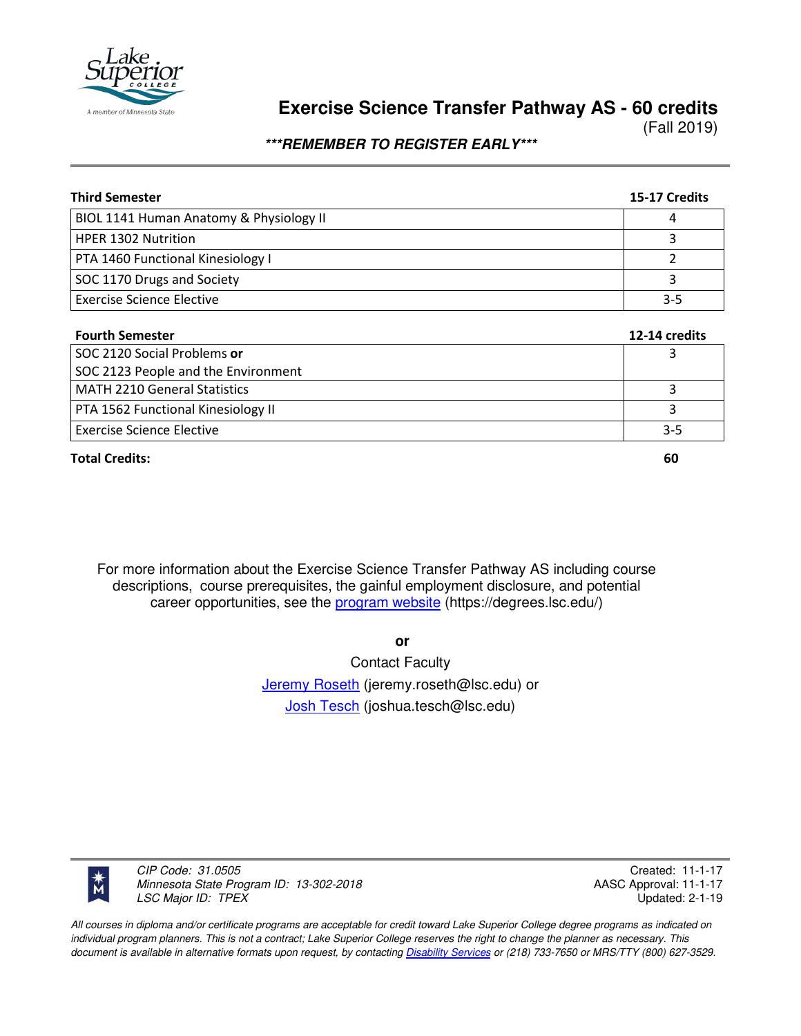# Exercise Science Transfer Pathway AS - 60 credits

(Fall 2019)

***REMEMBER TO REGISTER EARLY***

| Third Semester | 15-17 Credits |
|---|---|
| BIOL 1141 Human Anatomy & Physiology II | 4 |
| HPER 1302 Nutrition | 3 |
| PTA 1460 Functional Kinesiology I | 2 |
| SOC 1170 Drugs and Society | 3 |
| Exercise Science Elective | 3-5 |

| Fourth Semester | 12-14 credits |
|---|---|
| SOC 2120 Social Problems **or** SOC 2123 People and the Environment | 3 |
| MATH 2210 General Statistics | 3 |
| PTA 1562 Functional Kinesiology II | 3 |
| Exercise Science Elective | 3-5 |

**Total Credits:** **60**

For more information about the Exercise Science Transfer Pathway AS including course descriptions, course prerequisites, the gainful employment disclosure, and potential career opportunities, see the program website (https://degrees.lsc.edu/)

**or**

Contact Faculty
Jeremy Roseth (jeremy.roseth@lsc.edu) or
Josh Tesch (joshua.tesch@lsc.edu)

*CIP Code: 31.0505*
*Minnesota State Program ID: 13-302-2018*
*LSC Major ID: TPEX*

Created: 11-1-17
AASC Approval: 11-1-17
Updated: 2-1-19

*All courses in diploma and/or certificate programs are acceptable for credit toward Lake Superior College degree programs as indicated on individual program planners. This is not a contract; Lake Superior College reserves the right to change the planner as necessary. This document is available in alternative formats upon request, by contacting Disability Services or (218) 733-7650 or MRS/TTY (800) 627-3529.*